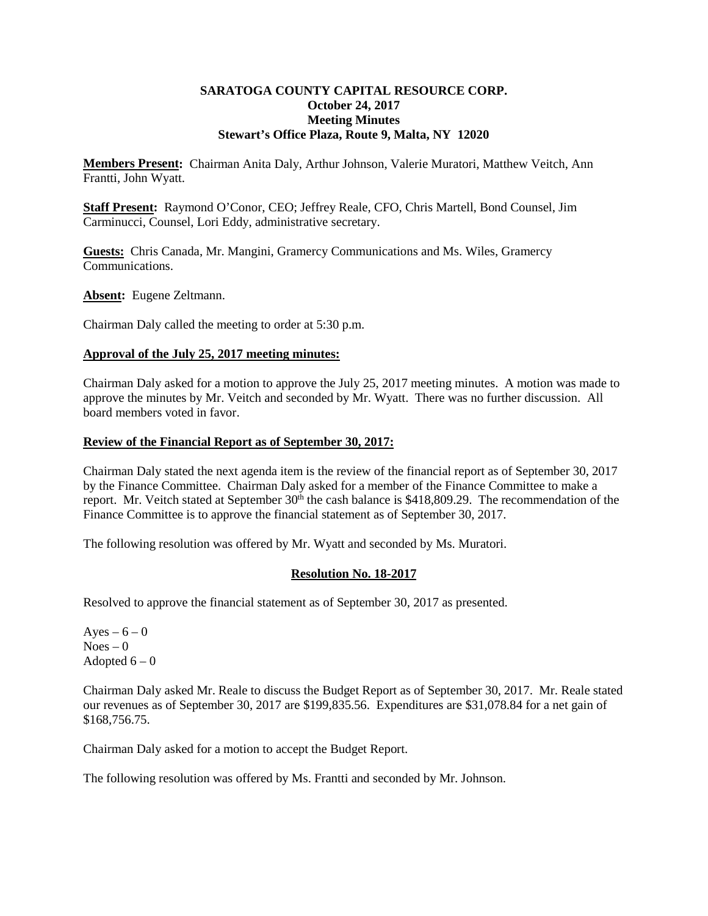**SARATOGA COUNTY CAPITAL RESOURCE CORP.**
**October 24, 2017**
**Meeting Minutes**
**Stewart's Office Plaza, Route 9, Malta, NY 12020**

**Members Present:** Chairman Anita Daly, Arthur Johnson, Valerie Muratori, Matthew Veitch, Ann Frantti, John Wyatt.

**Staff Present:** Raymond O'Conor, CEO; Jeffrey Reale, CFO, Chris Martell, Bond Counsel, Jim Carminucci, Counsel, Lori Eddy, administrative secretary.

**Guests:** Chris Canada, Mr. Mangini, Gramercy Communications and Ms. Wiles, Gramercy Communications.

**Absent:** Eugene Zeltmann.

Chairman Daly called the meeting to order at 5:30 p.m.

**Approval of the July 25, 2017 meeting minutes:**

Chairman Daly asked for a motion to approve the July 25, 2017 meeting minutes. A motion was made to approve the minutes by Mr. Veitch and seconded by Mr. Wyatt. There was no further discussion. All board members voted in favor.

**Review of the Financial Report as of September 30, 2017:**

Chairman Daly stated the next agenda item is the review of the financial report as of September 30, 2017 by the Finance Committee. Chairman Daly asked for a member of the Finance Committee to make a report. Mr. Veitch stated at September 30th the cash balance is $418,809.29. The recommendation of the Finance Committee is to approve the financial statement as of September 30, 2017.

The following resolution was offered by Mr. Wyatt and seconded by Ms. Muratori.

**Resolution No. 18-2017**

Resolved to approve the financial statement as of September 30, 2017 as presented.

Ayes – 6 – 0
Noes – 0
Adopted 6 – 0

Chairman Daly asked Mr. Reale to discuss the Budget Report as of September 30, 2017. Mr. Reale stated our revenues as of September 30, 2017 are $199,835.56. Expenditures are $31,078.84 for a net gain of $168,756.75.

Chairman Daly asked for a motion to accept the Budget Report.

The following resolution was offered by Ms. Frantti and seconded by Mr. Johnson.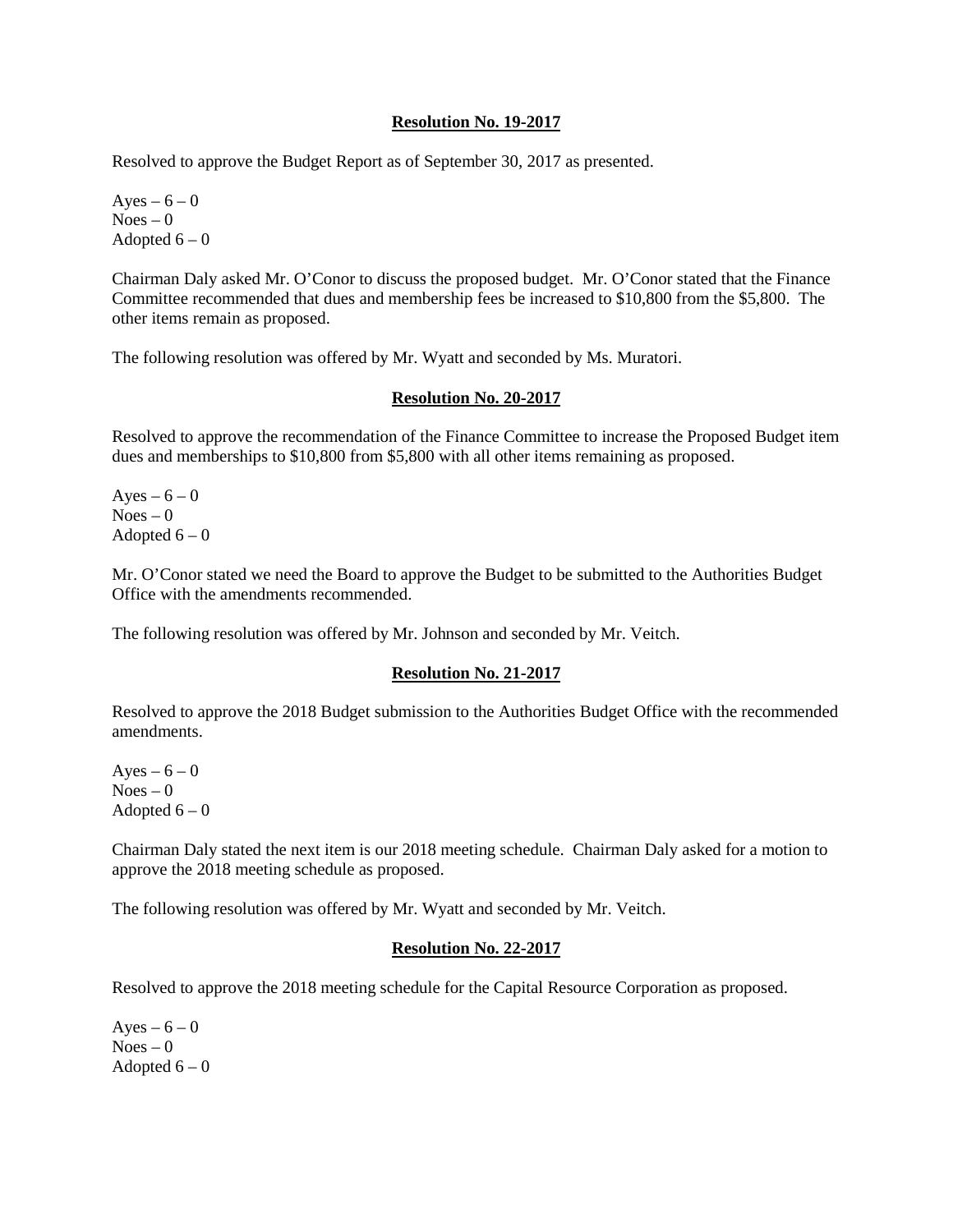**Resolution No. 19-2017**

Resolved to approve the Budget Report as of September 30, 2017 as presented.

Ayes – 6 – 0
Noes – 0
Adopted 6 – 0

Chairman Daly asked Mr. O'Conor to discuss the proposed budget. Mr. O'Conor stated that the Finance Committee recommended that dues and membership fees be increased to $10,800 from the $5,800. The other items remain as proposed.

The following resolution was offered by Mr. Wyatt and seconded by Ms. Muratori.

**Resolution No. 20-2017**

Resolved to approve the recommendation of the Finance Committee to increase the Proposed Budget item dues and memberships to $10,800 from $5,800 with all other items remaining as proposed.

Ayes – 6 – 0
Noes – 0
Adopted 6 – 0

Mr. O'Conor stated we need the Board to approve the Budget to be submitted to the Authorities Budget Office with the amendments recommended.

The following resolution was offered by Mr. Johnson and seconded by Mr. Veitch.

**Resolution No. 21-2017**

Resolved to approve the 2018 Budget submission to the Authorities Budget Office with the recommended amendments.

Ayes – 6 – 0
Noes – 0
Adopted 6 – 0

Chairman Daly stated the next item is our 2018 meeting schedule. Chairman Daly asked for a motion to approve the 2018 meeting schedule as proposed.

The following resolution was offered by Mr. Wyatt and seconded by Mr. Veitch.

**Resolution No. 22-2017**

Resolved to approve the 2018 meeting schedule for the Capital Resource Corporation as proposed.

Ayes – 6 – 0
Noes – 0
Adopted 6 – 0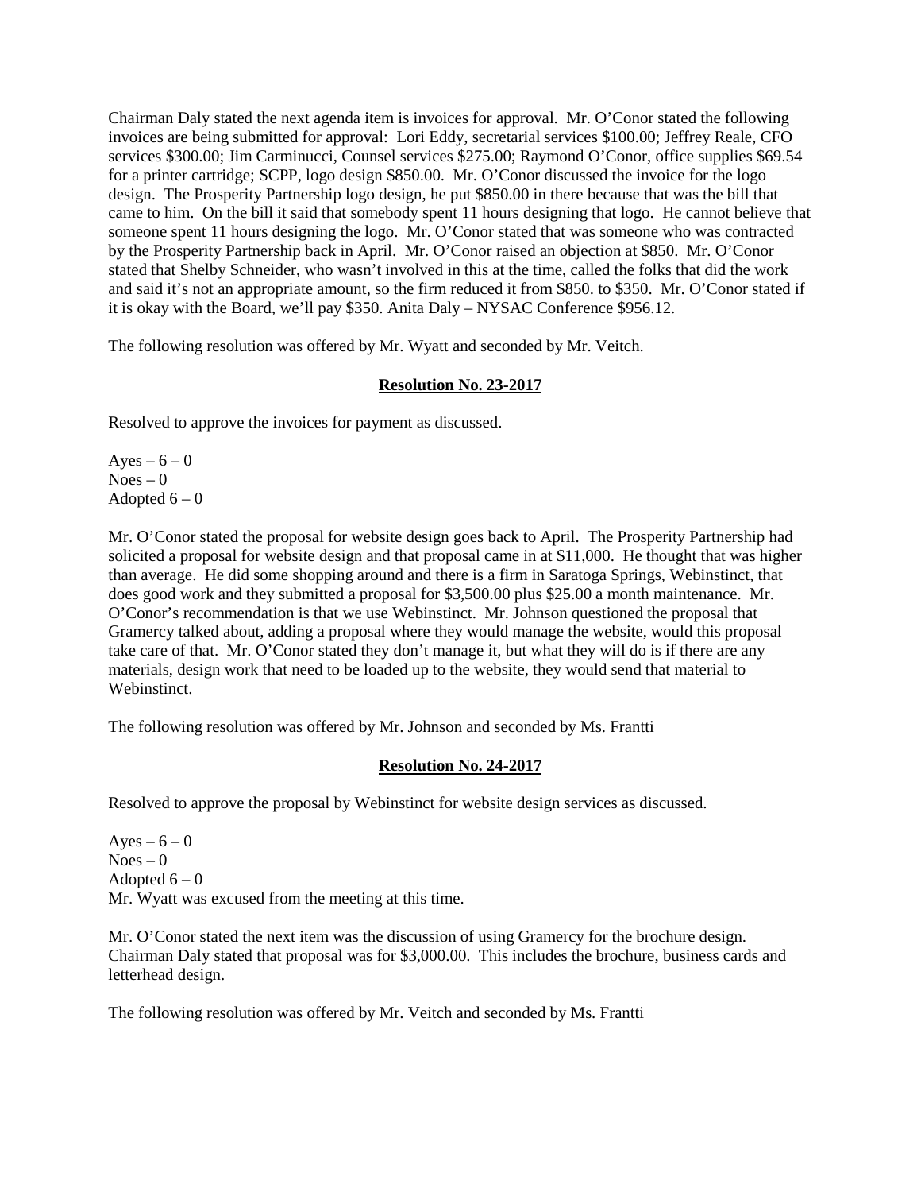Chairman Daly stated the next agenda item is invoices for approval. Mr. O'Conor stated the following invoices are being submitted for approval: Lori Eddy, secretarial services $100.00; Jeffrey Reale, CFO services $300.00; Jim Carminucci, Counsel services $275.00; Raymond O'Conor, office supplies $69.54 for a printer cartridge; SCPP, logo design $850.00. Mr. O'Conor discussed the invoice for the logo design. The Prosperity Partnership logo design, he put $850.00 in there because that was the bill that came to him. On the bill it said that somebody spent 11 hours designing that logo. He cannot believe that someone spent 11 hours designing the logo. Mr. O'Conor stated that was someone who was contracted by the Prosperity Partnership back in April. Mr. O'Conor raised an objection at $850. Mr. O'Conor stated that Shelby Schneider, who wasn't involved in this at the time, called the folks that did the work and said it's not an appropriate amount, so the firm reduced it from $850. to $350. Mr. O'Conor stated if it is okay with the Board, we'll pay $350. Anita Daly – NYSAC Conference $956.12.

The following resolution was offered by Mr. Wyatt and seconded by Mr. Veitch.

**Resolution No. 23-2017**

Resolved to approve the invoices for payment as discussed.

Ayes – 6 – 0
Noes – 0
Adopted 6 – 0

Mr. O'Conor stated the proposal for website design goes back to April. The Prosperity Partnership had solicited a proposal for website design and that proposal came in at $11,000. He thought that was higher than average. He did some shopping around and there is a firm in Saratoga Springs, Webinstinct, that does good work and they submitted a proposal for $3,500.00 plus $25.00 a month maintenance. Mr. O'Conor's recommendation is that we use Webinstinct. Mr. Johnson questioned the proposal that Gramercy talked about, adding a proposal where they would manage the website, would this proposal take care of that. Mr. O'Conor stated they don't manage it, but what they will do is if there are any materials, design work that need to be loaded up to the website, they would send that material to Webinstinct.

The following resolution was offered by Mr. Johnson and seconded by Ms. Frantti

**Resolution No. 24-2017**

Resolved to approve the proposal by Webinstinct for website design services as discussed.

Ayes – 6 – 0
Noes – 0
Adopted 6 – 0
Mr. Wyatt was excused from the meeting at this time.

Mr. O'Conor stated the next item was the discussion of using Gramercy for the brochure design. Chairman Daly stated that proposal was for $3,000.00. This includes the brochure, business cards and letterhead design.

The following resolution was offered by Mr. Veitch and seconded by Ms. Frantti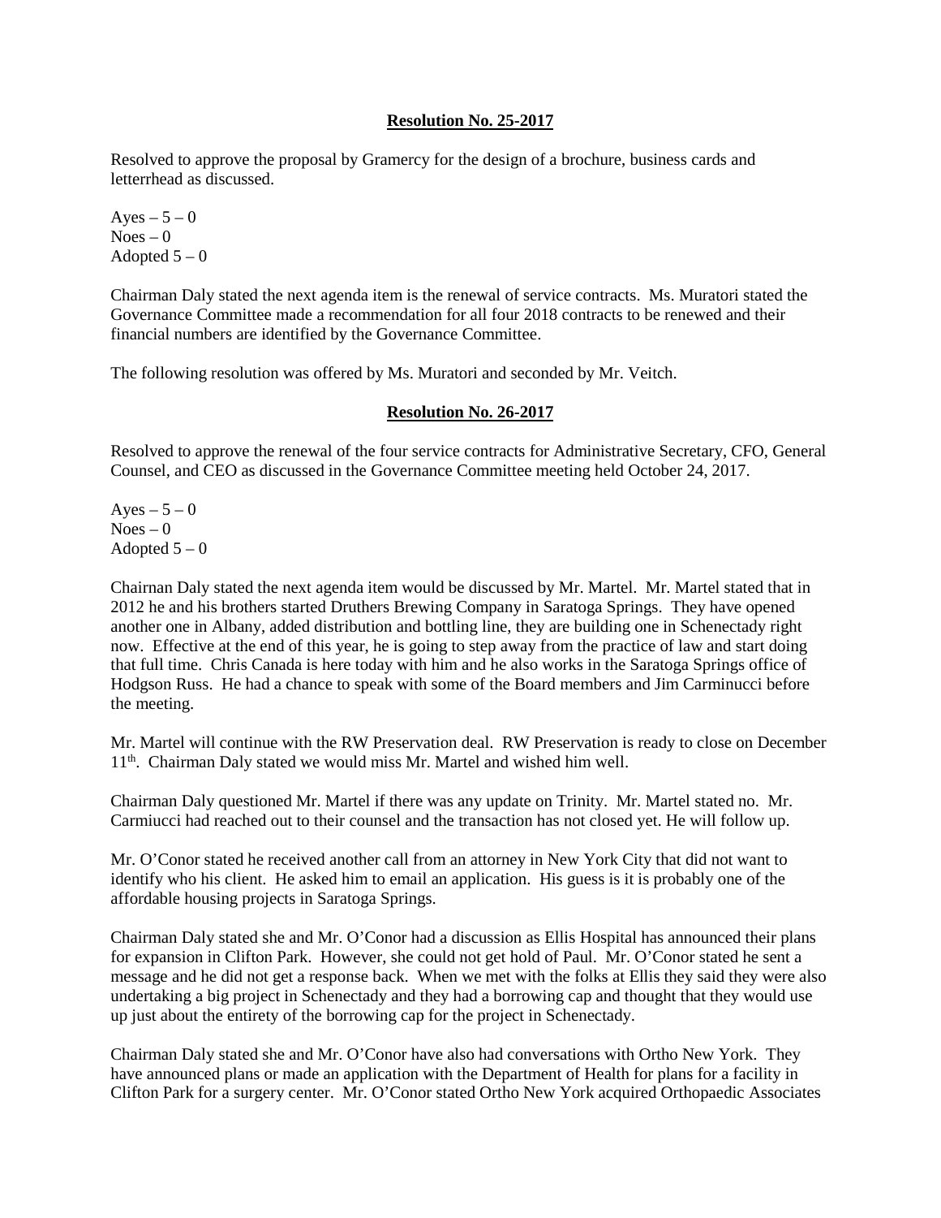**Resolution No. 25-2017**

Resolved to approve the proposal by Gramercy for the design of a brochure, business cards and letterrhead as discussed.

Ayes – 5 – 0
Noes – 0
Adopted 5 – 0

Chairman Daly stated the next agenda item is the renewal of service contracts. Ms. Muratori stated the Governance Committee made a recommendation for all four 2018 contracts to be renewed and their financial numbers are identified by the Governance Committee.

The following resolution was offered by Ms. Muratori and seconded by Mr. Veitch.

**Resolution No. 26-2017**

Resolved to approve the renewal of the four service contracts for Administrative Secretary, CFO, General Counsel, and CEO as discussed in the Governance Committee meeting held October 24, 2017.

Ayes – 5 – 0
Noes – 0
Adopted 5 – 0

Chairnan Daly stated the next agenda item would be discussed by Mr. Martel. Mr. Martel stated that in 2012 he and his brothers started Druthers Brewing Company in Saratoga Springs. They have opened another one in Albany, added distribution and bottling line, they are building one in Schenectady right now. Effective at the end of this year, he is going to step away from the practice of law and start doing that full time. Chris Canada is here today with him and he also works in the Saratoga Springs office of Hodgson Russ. He had a chance to speak with some of the Board members and Jim Carminucci before the meeting.

Mr. Martel will continue with the RW Preservation deal. RW Preservation is ready to close on December 11th. Chairman Daly stated we would miss Mr. Martel and wished him well.

Chairman Daly questioned Mr. Martel if there was any update on Trinity. Mr. Martel stated no. Mr. Carmiucci had reached out to their counsel and the transaction has not closed yet. He will follow up.

Mr. O'Conor stated he received another call from an attorney in New York City that did not want to identify who his client. He asked him to email an application. His guess is it is probably one of the affordable housing projects in Saratoga Springs.

Chairman Daly stated she and Mr. O'Conor had a discussion as Ellis Hospital has announced their plans for expansion in Clifton Park. However, she could not get hold of Paul. Mr. O'Conor stated he sent a message and he did not get a response back. When we met with the folks at Ellis they said they were also undertaking a big project in Schenectady and they had a borrowing cap and thought that they would use up just about the entirety of the borrowing cap for the project in Schenectady.

Chairman Daly stated she and Mr. O'Conor have also had conversations with Ortho New York. They have announced plans or made an application with the Department of Health for plans for a facility in Clifton Park for a surgery center. Mr. O'Conor stated Ortho New York acquired Orthopaedic Associates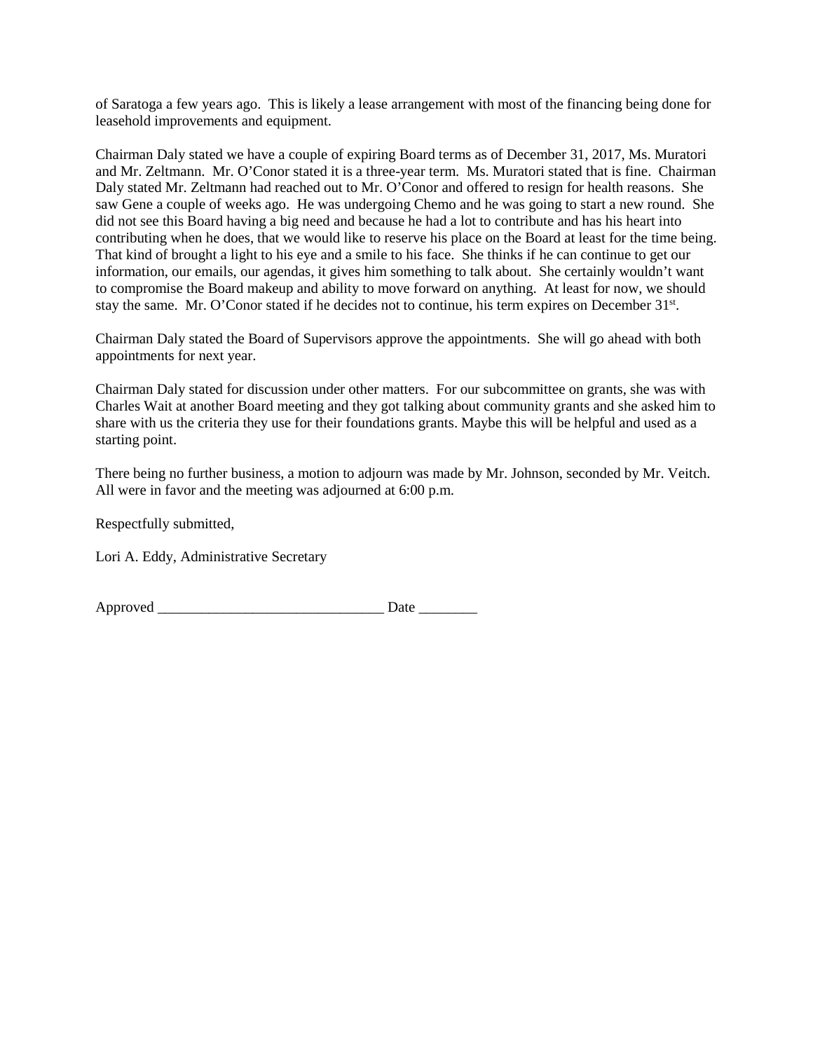of Saratoga a few years ago. This is likely a lease arrangement with most of the financing being done for leasehold improvements and equipment.

Chairman Daly stated we have a couple of expiring Board terms as of December 31, 2017, Ms. Muratori and Mr. Zeltmann. Mr. O'Conor stated it is a three-year term. Ms. Muratori stated that is fine. Chairman Daly stated Mr. Zeltmann had reached out to Mr. O'Conor and offered to resign for health reasons. She saw Gene a couple of weeks ago. He was undergoing Chemo and he was going to start a new round. She did not see this Board having a big need and because he had a lot to contribute and has his heart into contributing when he does, that we would like to reserve his place on the Board at least for the time being. That kind of brought a light to his eye and a smile to his face. She thinks if he can continue to get our information, our emails, our agendas, it gives him something to talk about. She certainly wouldn't want to compromise the Board makeup and ability to move forward on anything. At least for now, we should stay the same. Mr. O'Conor stated if he decides not to continue, his term expires on December 31st.

Chairman Daly stated the Board of Supervisors approve the appointments. She will go ahead with both appointments for next year.

Chairman Daly stated for discussion under other matters. For our subcommittee on grants, she was with Charles Wait at another Board meeting and they got talking about community grants and she asked him to share with us the criteria they use for their foundations grants. Maybe this will be helpful and used as a starting point.

There being no further business, a motion to adjourn was made by Mr. Johnson, seconded by Mr. Veitch. All were in favor and the meeting was adjourned at 6:00 p.m.

Respectfully submitted,

Lori A. Eddy, Administrative Secretary

Approved _______________________________ Date ________